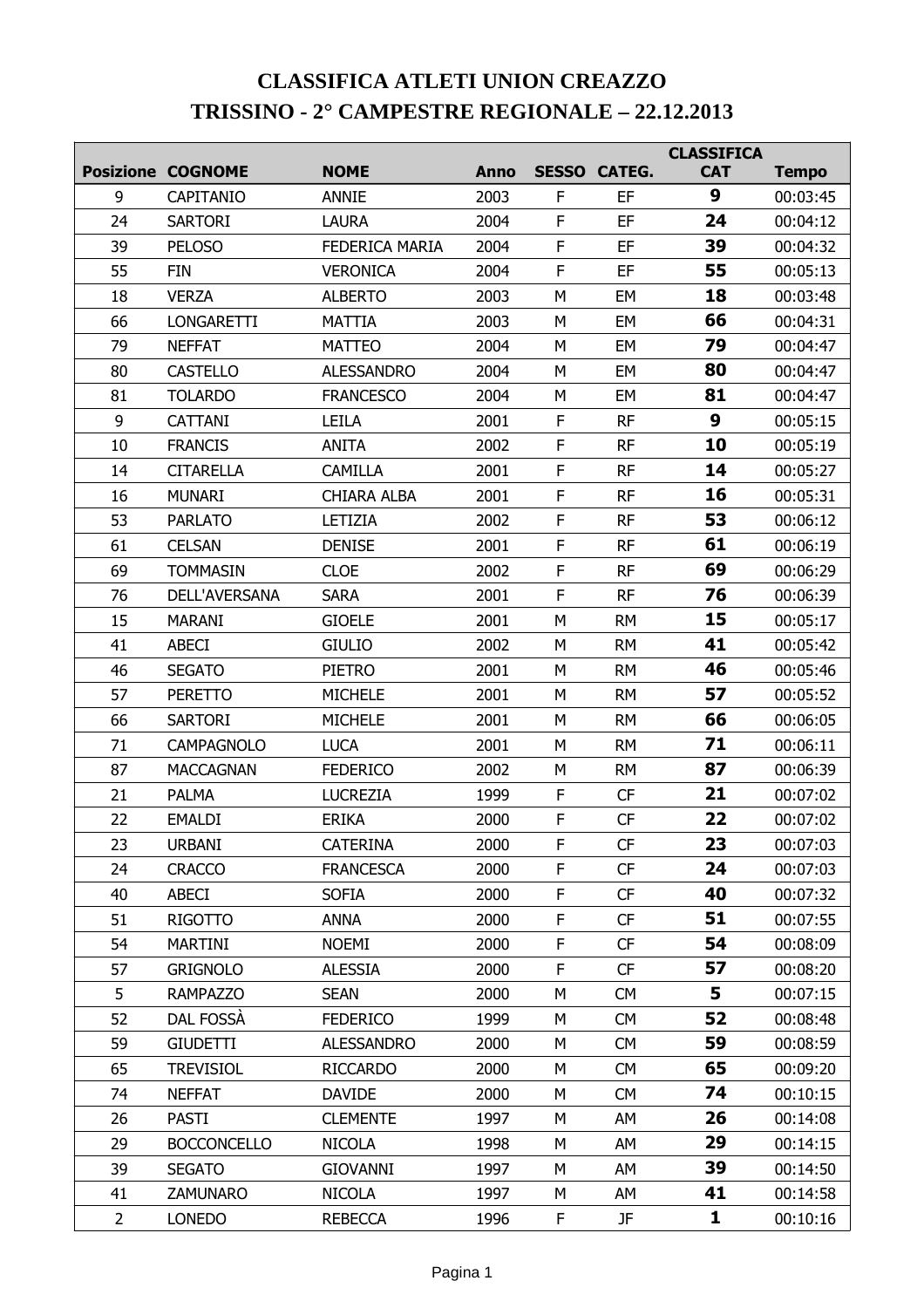# CLASSIFICA ATLETI UNION CREAZZO

# TRISSINO - 2° CAMPESTRE REGIONALE – 22.12.2013

| Posizione | COGNOME | NOME | Anno | SESSO | CATEG. | CLASSIFICA CAT | Tempo |
|---|---|---|---|---|---|---|---|
| 9 | CAPITANIO | ANNIE | 2003 | F | EF | **9** | 00:03:45 |
| 24 | SARTORI | LAURA | 2004 | F | EF | **24** | 00:04:12 |
| 39 | PELOSO | FEDERICA MARIA | 2004 | F | EF | **39** | 00:04:32 |
| 55 | FIN | VERONICA | 2004 | F | EF | **55** | 00:05:13 |
| 18 | VERZA | ALBERTO | 2003 | M | EM | **18** | 00:03:48 |
| 66 | LONGARETTI | MATTIA | 2003 | M | EM | **66** | 00:04:31 |
| 79 | NEFFAT | MATTEO | 2004 | M | EM | **79** | 00:04:47 |
| 80 | CASTELLO | ALESSANDRO | 2004 | M | EM | **80** | 00:04:47 |
| 81 | TOLARDO | FRANCESCO | 2004 | M | EM | **81** | 00:04:47 |
| 9 | CATTANI | LEILA | 2001 | F | RF | **9** | 00:05:15 |
| 10 | FRANCIS | ANITA | 2002 | F | RF | **10** | 00:05:19 |
| 14 | CITARELLA | CAMILLA | 2001 | F | RF | **14** | 00:05:27 |
| 16 | MUNARI | CHIARA ALBA | 2001 | F | RF | **16** | 00:05:31 |
| 53 | PARLATO | LETIZIA | 2002 | F | RF | **53** | 00:06:12 |
| 61 | CELSAN | DENISE | 2001 | F | RF | **61** | 00:06:19 |
| 69 | TOMMASIN | CLOE | 2002 | F | RF | **69** | 00:06:29 |
| 76 | DELL'AVERSANA | SARA | 2001 | F | RF | **76** | 00:06:39 |
| 15 | MARANI | GIOELE | 2001 | M | RM | **15** | 00:05:17 |
| 41 | ABECI | GIULIO | 2002 | M | RM | **41** | 00:05:42 |
| 46 | SEGATO | PIETRO | 2001 | M | RM | **46** | 00:05:46 |
| 57 | PERETTO | MICHELE | 2001 | M | RM | **57** | 00:05:52 |
| 66 | SARTORI | MICHELE | 2001 | M | RM | **66** | 00:06:05 |
| 71 | CAMPAGNOLO | LUCA | 2001 | M | RM | **71** | 00:06:11 |
| 87 | MACCAGNAN | FEDERICO | 2002 | M | RM | **87** | 00:06:39 |
| 21 | PALMA | LUCREZIA | 1999 | F | CF | **21** | 00:07:02 |
| 22 | EMALDI | ERIKA | 2000 | F | CF | **22** | 00:07:02 |
| 23 | URBANI | CATERINA | 2000 | F | CF | **23** | 00:07:03 |
| 24 | CRACCO | FRANCESCA | 2000 | F | CF | **24** | 00:07:03 |
| 40 | ABECI | SOFIA | 2000 | F | CF | **40** | 00:07:32 |
| 51 | RIGOTTO | ANNA | 2000 | F | CF | **51** | 00:07:55 |
| 54 | MARTINI | NOEMI | 2000 | F | CF | **54** | 00:08:09 |
| 57 | GRIGNOLO | ALESSIA | 2000 | F | CF | **57** | 00:08:20 |
| 5 | RAMPAZZO | SEAN | 2000 | M | CM | **5** | 00:07:15 |
| 52 | DAL FOSSÀ | FEDERICO | 1999 | M | CM | **52** | 00:08:48 |
| 59 | GIUDETTI | ALESSANDRO | 2000 | M | CM | **59** | 00:08:59 |
| 65 | TREVISIOL | RICCARDO | 2000 | M | CM | **65** | 00:09:20 |
| 74 | NEFFAT | DAVIDE | 2000 | M | CM | **74** | 00:10:15 |
| 26 | PASTI | CLEMENTE | 1997 | M | AM | **26** | 00:14:08 |
| 29 | BOCCONCELLO | NICOLA | 1998 | M | AM | **29** | 00:14:15 |
| 39 | SEGATO | GIOVANNI | 1997 | M | AM | **39** | 00:14:50 |
| 41 | ZAMUNARO | NICOLA | 1997 | M | AM | **41** | 00:14:58 |
| 2 | LONEDO | REBECCA | 1996 | F | JF | **1** | 00:10:16 |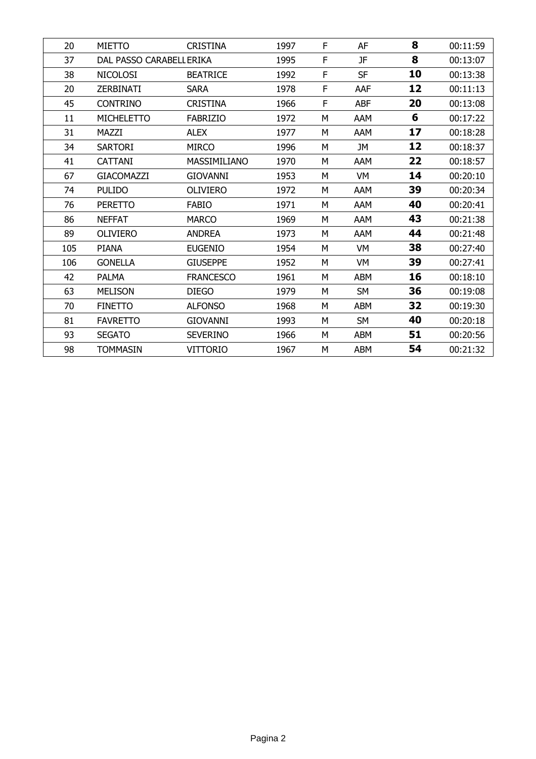| | | | | | | | |
|---|---|---|---|---|---|---|---|
| 20 | MIETTO | CRISTINA | 1997 | F | AF | **8** | 00:11:59 |
| 37 | DAL PASSO CARABELL | ERIKA | 1995 | F | JF | **8** | 00:13:07 |
| 38 | NICOLOSI | BEATRICE | 1992 | F | SF | **10** | 00:13:38 |
| 20 | ZERBINATI | SARA | 1978 | F | AAF | **12** | 00:11:13 |
| 45 | CONTRINO | CRISTINA | 1966 | F | ABF | **20** | 00:13:08 |
| 11 | MICHELETTO | FABRIZIO | 1972 | M | AAM | **6** | 00:17:22 |
| 31 | MAZZI | ALEX | 1977 | M | AAM | **17** | 00:18:28 |
| 34 | SARTORI | MIRCO | 1996 | M | JM | **12** | 00:18:37 |
| 41 | CATTANI | MASSIMILIANO | 1970 | M | AAM | **22** | 00:18:57 |
| 67 | GIACOMAZZI | GIOVANNI | 1953 | M | VM | **14** | 00:20:10 |
| 74 | PULIDO | OLIVIERO | 1972 | M | AAM | **39** | 00:20:34 |
| 76 | PERETTO | FABIO | 1971 | M | AAM | **40** | 00:20:41 |
| 86 | NEFFAT | MARCO | 1969 | M | AAM | **43** | 00:21:38 |
| 89 | OLIVIERO | ANDREA | 1973 | M | AAM | **44** | 00:21:48 |
| 105 | PIANA | EUGENIO | 1954 | M | VM | **38** | 00:27:40 |
| 106 | GONELLA | GIUSEPPE | 1952 | M | VM | **39** | 00:27:41 |
| 42 | PALMA | FRANCESCO | 1961 | M | ABM | **16** | 00:18:10 |
| 63 | MELISON | DIEGO | 1979 | M | SM | **36** | 00:19:08 |
| 70 | FINETTO | ALFONSO | 1968 | M | ABM | **32** | 00:19:30 |
| 81 | FAVRETTO | GIOVANNI | 1993 | M | SM | **40** | 00:20:18 |
| 93 | SEGATO | SEVERINO | 1966 | M | ABM | **51** | 00:20:56 |
| 98 | TOMMASIN | VITTORIO | 1967 | M | ABM | **54** | 00:21:32 |